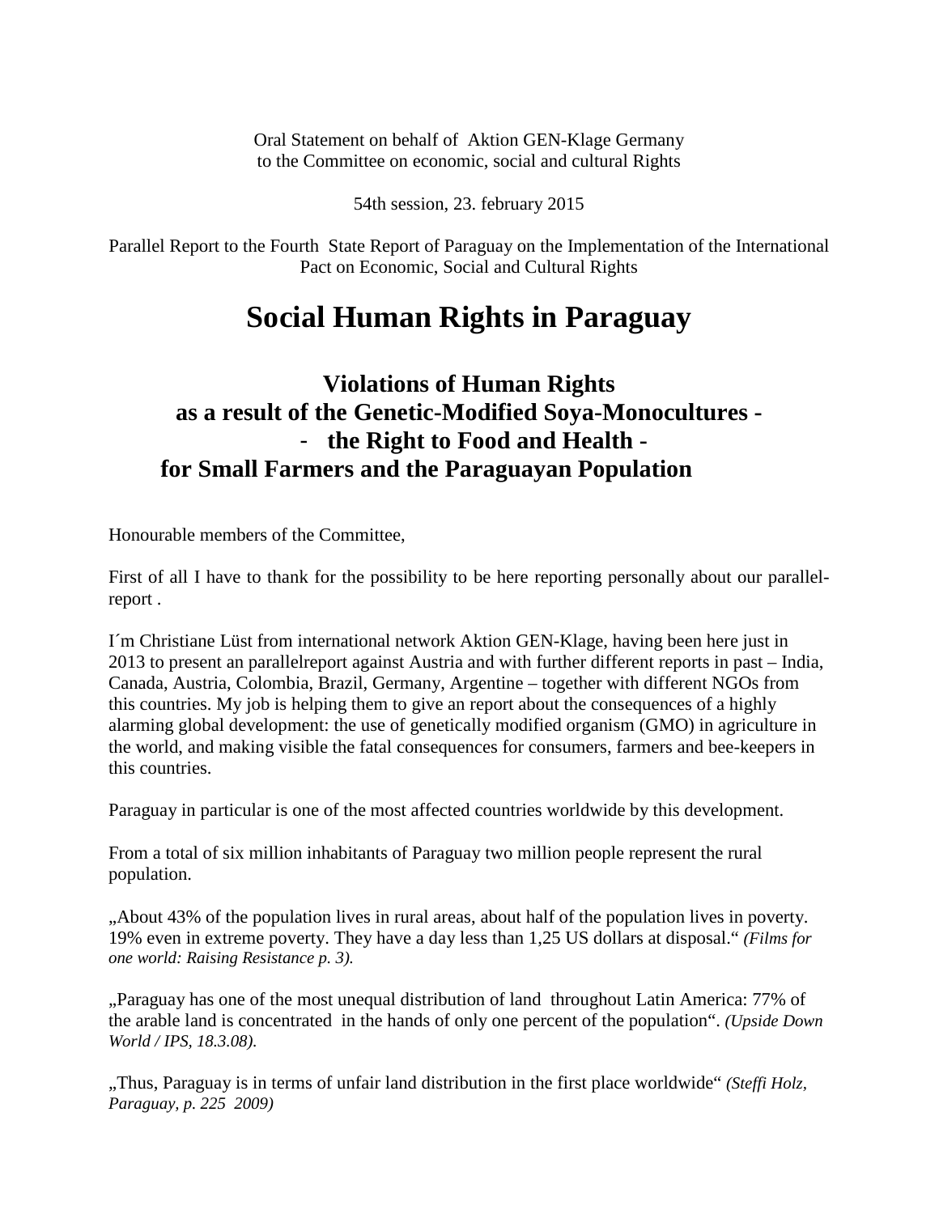Oral Statement on behalf of Aktion GEN-Klage Germany
to the Committee on economic, social and cultural Rights

54th session, 23. february 2015

Parallel Report to the Fourth State Report of Paraguay on the Implementation of the International Pact on Economic, Social and Cultural Rights

# Social Human Rights in Paraguay

## Violations of Human Rights as a result of the Genetic-Modified Soya-Monocultures - - the Right to Food and Health - for Small Farmers and the Paraguayan Population

Honourable members of the Committee,

First of all I have to thank for the possibility to be here reporting personally about our parallel-report .

I´m Christiane Lüst from international network Aktion GEN-Klage, having been here just in 2013 to present an parallelreport against Austria and with further different reports in past – India, Canada, Austria, Colombia, Brazil, Germany, Argentine – together with different NGOs from this countries. My job is helping them to give an report about the consequences of a highly alarming global development: the use of genetically modified organism (GMO) in agriculture in the world, and making visible the fatal consequences for consumers, farmers and bee-keepers in this countries.

Paraguay in particular is one of the most affected countries worldwide by this development.

From a total of six million inhabitants of Paraguay two million people represent the rural population.

„About 43% of the population lives in rural areas, about half of the population lives in poverty. 19% even in extreme poverty. They have a day less than 1,25 US dollars at disposal.“ *(Films for one world: Raising Resistance p. 3).*

„Paraguay has one of the most unequal distribution of land throughout Latin America: 77% of the arable land is concentrated in the hands of only one percent of the population“. *(Upside Down World / IPS, 18.3.08).*

„Thus, Paraguay is in terms of unfair land distribution in the first place worldwide“ *(Steffi Holz, Paraguay, p. 225 2009)*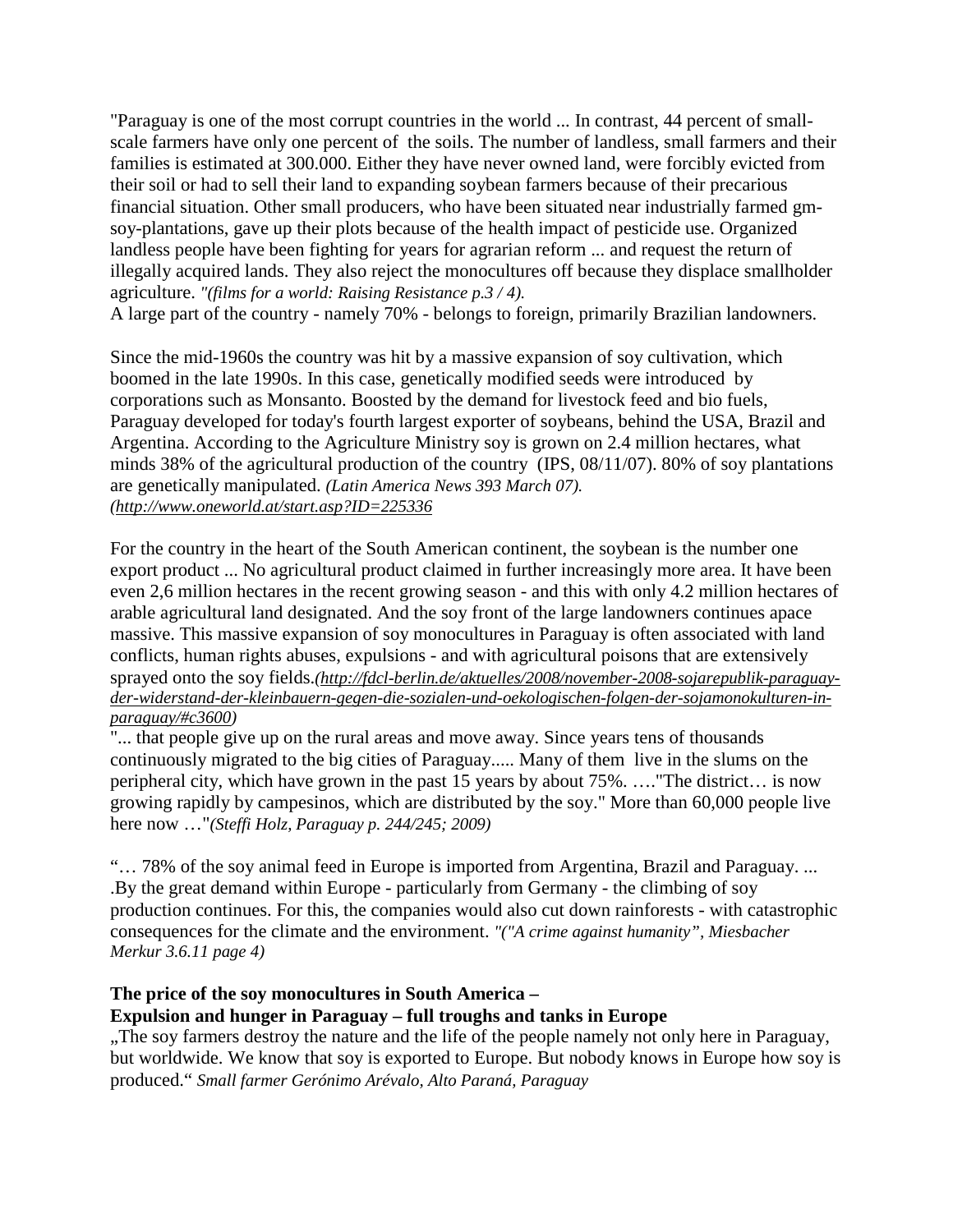"Paraguay is one of the most corrupt countries in the world ... In contrast, 44 percent of small-scale farmers have only one percent of the soils. The number of landless, small farmers and their families is estimated at 300.000. Either they have never owned land, were forcibly evicted from their soil or had to sell their land to expanding soybean farmers because of their precarious financial situation. Other small producers, who have been situated near industrially farmed gm-soy-plantations, gave up their plots because of the health impact of pesticide use. Organized landless people have been fighting for years for agrarian reform ... and request the return of illegally acquired lands. They also reject the monocultures off because they displace smallholder agriculture. *"(films for a world: Raising Resistance p.3 / 4).*

A large part of the country - namely 70% - belongs to foreign, primarily Brazilian landowners.

Since the mid-1960s the country was hit by a massive expansion of soy cultivation, which boomed in the late 1990s. In this case, genetically modified seeds were introduced by corporations such as Monsanto. Boosted by the demand for livestock feed and bio fuels, Paraguay developed for today's fourth largest exporter of soybeans, behind the USA, Brazil and Argentina. According to the Agriculture Ministry soy is grown on 2.4 million hectares, what minds 38% of the agricultural production of the country (IPS, 08/11/07). 80% of soy plantations are genetically manipulated. *(Latin America News 393 March 07).* *(http://www.oneworld.at/start.asp?ID=225336*

For the country in the heart of the South American continent, the soybean is the number one export product ... No agricultural product claimed in further increasingly more area. It have been even 2,6 million hectares in the recent growing season - and this with only 4.2 million hectares of arable agricultural land designated. And the soy front of the large landowners continues apace massive. This massive expansion of soy monocultures in Paraguay is often associated with land conflicts, human rights abuses, expulsions - and with agricultural poisons that are extensively sprayed onto the soy fields.*(http://fdcl-berlin.de/aktuelles/2008/november-2008-sojarepublik-paraguay-der-widerstand-der-kleinbauern-gegen-die-sozialen-und-oekologischen-folgen-der-sojamonokulturen-in-paraguay/#c3600)*

"... that people give up on the rural areas and move away. Since years tens of thousands continuously migrated to the big cities of Paraguay..... Many of them live in the slums on the peripheral city, which have grown in the past 15 years by about 75%. …."The district… is now growing rapidly by campesinos, which are distributed by the soy." More than 60,000 people live here now …"*(Steffi Holz, Paraguay p. 244/245; 2009)*

"… 78% of the soy animal feed in Europe is imported from Argentina, Brazil and Paraguay. ... .By the great demand within Europe - particularly from Germany - the climbing of soy production continues. For this, the companies would also cut down rainforests - with catastrophic consequences for the climate and the environment. *"("A crime against humanity", Miesbacher Merkur 3.6.11 page 4)*

**The price of the soy monocultures in South America –**
**Expulsion and hunger in Paraguay – full troughs and tanks in Europe**

„The soy farmers destroy the nature and the life of the people namely not only here in Paraguay, but worldwide. We know that soy is exported to Europe. But nobody knows in Europe how soy is produced." *Small farmer Gerónimo Arévalo, Alto Paraná, Paraguay*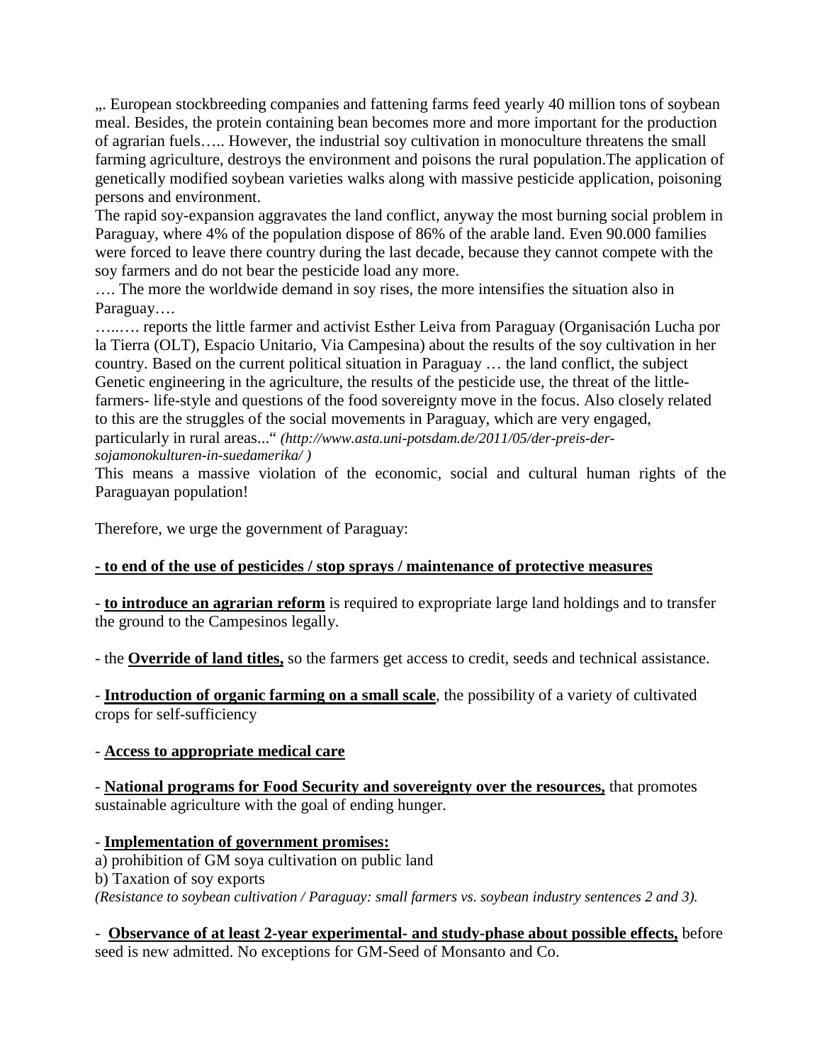„. European stockbreeding companies and fattening farms feed yearly 40 million tons of soybean meal. Besides, the protein containing bean becomes more and more important for the production of agrarian fuels….. However, the industrial soy cultivation in monoculture threatens the small farming agriculture, destroys the environment and poisons the rural population.The application of genetically modified soybean varieties walks along with massive pesticide application, poisoning persons and environment.
The rapid soy-expansion aggravates the land conflict, anyway the most burning social problem in Paraguay, where 4% of the population dispose of 86% of the arable land. Even 90.000 families were forced to leave there country during the last decade, because they cannot compete with the soy farmers and do not bear the pesticide load any more.
…. The more the worldwide demand in soy rises, the more intensifies the situation also in Paraguay….
…..…. reports the little farmer and activist Esther Leiva from Paraguay (Organisación Lucha por la Tierra (OLT), Espacio Unitario, Via Campesina) about the results of the soy cultivation in her country. Based on the current political situation in Paraguay … the land conflict, the subject Genetic engineering in the agriculture, the results of the pesticide use, the threat of the little-farmers- life-style and questions of the food sovereignty move in the focus. Also closely related to this are the struggles of the social movements in Paraguay, which are very engaged, particularly in rural areas..." *(http://www.asta.uni-potsdam.de/2011/05/der-preis-der-sojamonokulturen-in-suedamerika/ )*
This means a massive violation of the economic, social and cultural human rights of the Paraguayan population!

Therefore, we urge the government of Paraguay:

**<u>- to end of the use of pesticides / stop sprays / maintenance of protective measures</u>**

- **<u>to introduce an agrarian reform</u>** is required to expropriate large land holdings and to transfer the ground to the Campesinos legally.

- the **<u>Override of land titles,</u>** so the farmers get access to credit, seeds and technical assistance.

- **<u>Introduction of organic farming on a small scale</u>**, the possibility of a variety of cultivated crops for self-sufficiency

- **<u>Access to appropriate medical care</u>**

- **<u>National programs for Food Security and sovereignty over the resources,</u>** that promotes sustainable agriculture with the goal of ending hunger.

- **<u>Implementation of government promises:</u>**
a) prohibition of GM soya cultivation on public land
b) Taxation of soy exports
*(Resistance to soybean cultivation / Paraguay: small farmers vs. soybean industry sentences 2 and 3).*

- **<u>Observance of at least 2-year experimental- and study-phase about possible effects,</u>** before seed is new admitted. No exceptions for GM-Seed of Monsanto and Co.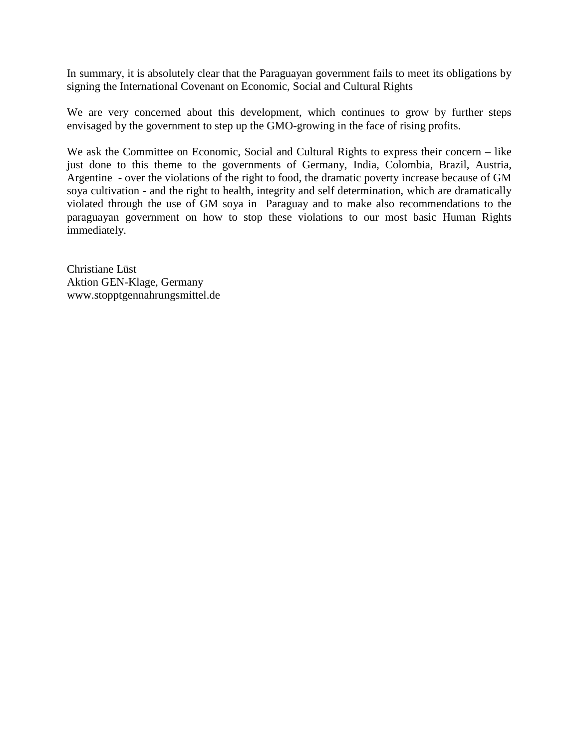In summary, it is absolutely clear that the Paraguayan government fails to meet its obligations by signing the International Covenant on Economic, Social and Cultural Rights

We are very concerned about this development, which continues to grow by further steps envisaged by the government to step up the GMO-growing in the face of rising profits.

We ask the Committee on Economic, Social and Cultural Rights to express their concern – like just done to this theme to the governments of Germany, India, Colombia, Brazil, Austria, Argentine - over the violations of the right to food, the dramatic poverty increase because of GM soya cultivation - and the right to health, integrity and self determination, which are dramatically violated through the use of GM soya in Paraguay and to make also recommendations to the paraguayan government on how to stop these violations to our most basic Human Rights immediately.

Christiane Lüst
Aktion GEN-Klage, Germany
www.stopptgennahrungsmittel.de